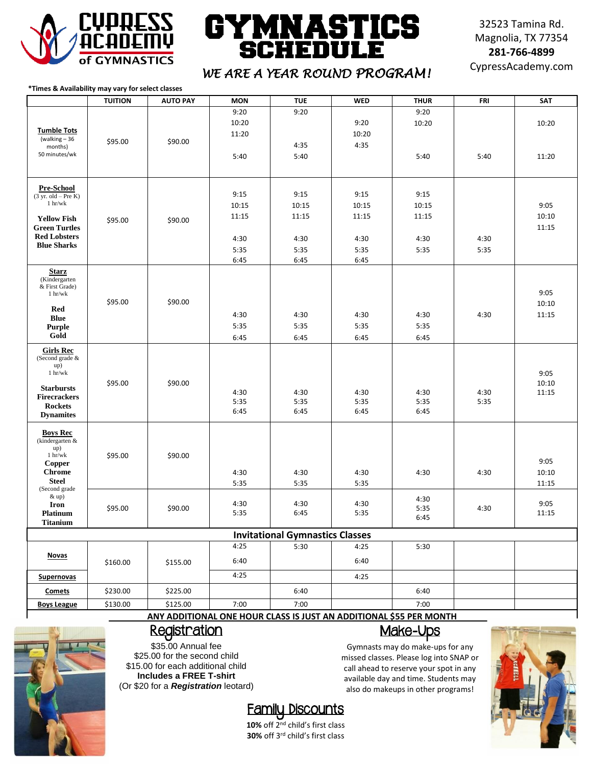# CYPRESS ACADEMY of GYMNASTICS

# GYMNASTICS SCHEDULE

*WE ARE A YEAR ROUND PROGRAM!*

32523 Tamina Rd.
Magnolia, TX 77354
**281-766-4899**
CypressAcademy.com

***Times & Availability may vary for select classes**

| | TUITION | AUTO PAY | MON | TUE | WED | THUR | FRI | SAT |
|---|---|---|---|---|---|---|---|---|
| **Tumble Tots** (walking – 36 months) 50 minutes/wk | $95.00 | $90.00 | 9:20<br>10:20<br>11:20<br>5:40 | 9:20<br>4:35<br>5:40 | 9:20<br>10:20<br>4:35 | 9:20<br>10:20<br>5:40 | 5:40 | 10:20<br>11:20 |
| **Pre-School** (3 yr. old – Pre K) 1 hr/wk<br>**Yellow Fish**<br>**Green Turtles**<br>**Red Lobsters**<br>**Blue Sharks** | $95.00 | $90.00 | 9:15<br>10:15<br>11:15<br>4:30<br>5:35<br>6:45 | 9:15<br>10:15<br>11:15<br>4:30<br>5:35<br>6:45 | 9:15<br>10:15<br>11:15<br>4:30<br>5:35<br>6:45 | 9:15<br>10:15<br>11:15<br>4:30<br>5:35 | 4:30<br>5:35 | 9:05<br>10:10<br>11:15 |
| **Starz** (Kindergarten & First Grade) 1 hr/wk<br>**Red**<br>**Blue**<br>**Purple**<br>**Gold** | $95.00 | $90.00 | 4:30<br>5:35<br>6:45 | 4:30<br>5:35<br>6:45 | 4:30<br>5:35<br>6:45 | 4:30<br>5:35<br>6:45 | 4:30 | 9:05<br>10:10<br>11:15 |
| **Girls Rec** (Second grade & up) 1 hr/wk<br>**Starbursts**<br>**Firecrackers**<br>**Rockets**<br>**Dynamites** | $95.00 | $90.00 | 4:30<br>5:35<br>6:45 | 4:30<br>5:35<br>6:45 | 4:30<br>5:35<br>6:45 | 4:30<br>5:35<br>6:45 | 4:30<br>5:35 | 9:05<br>10:10<br>11:15 |
| **Boys Rec** (kindergarten & up) 1 hr/wk<br>**Copper**<br>**Chrome**<br>**Steel** | $95.00 | $90.00 | 4:30<br>5:35 | 4:30<br>5:35 | 4:30<br>5:35 | 4:30 | 4:30 | 9:05<br>10:10<br>11:15 |
| (Second grade & up)<br>**Iron**<br>**Platinum**<br>**Titanium** | $95.00 | $90.00 | 4:30<br>5:35 | 4:30<br>6:45 | 4:30<br>5:35 | 4:30<br>5:35<br>6:45 | 4:30 | 9:05<br>11:15 |
| **Invitational Gymnastics Classes** | | | | | | | | |
| **Novas** | $160.00 | $155.00 | 4:25<br>6:40 | 5:30 | 4:25<br>6:40 | 5:30 | | |
| **Supernovas** | | | 4:25 | | 4:25 | | | |
| **Comets** | $230.00 | $225.00 | | 6:40 | | 6:40 | | |
| **Boys League** | $130.00 | $125.00 | 7:00 | 7:00 | | 7:00 | | |

**ANY ADDITIONAL ONE HOUR CLASS IS JUST AN ADDITIONAL $55 PER MONTH**

## Registration

$35.00 Annual fee
$25.00 for the second child
$15.00 for each additional child
**Includes a FREE T-shirt**
(Or $20 for a ***Registration*** leotard)

## Make-Ups

Gymnasts may do make-ups for any missed classes. Please log into SNAP or call ahead to reserve your spot in any available day and time. Students may also do makeups in other programs!

## Family Discounts

**10%** off 2nd child's first class
**30%** off 3rd child's first class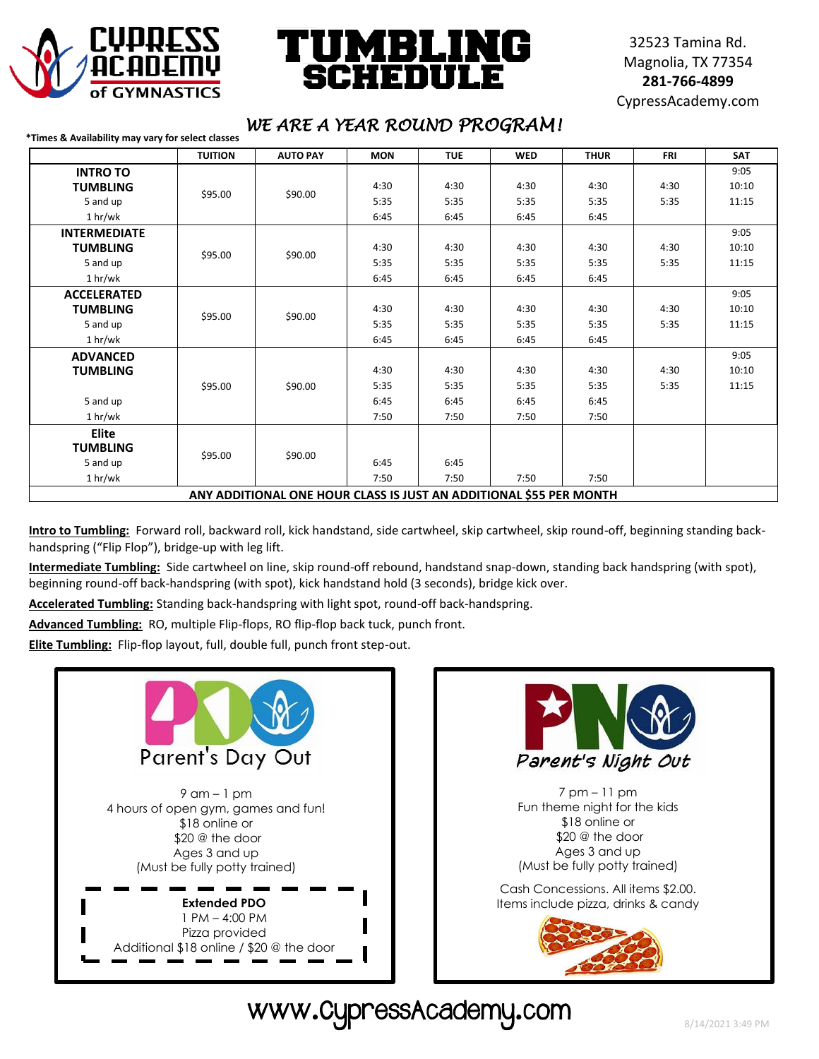# CYPRESS ACADEMY of GYMNASTICS

# TUMBLING SCHEDULE

32523 Tamina Rd.
Magnolia, TX 77354
**281-766-4899**
CypressAcademy.com

## *WE ARE A YEAR ROUND PROGRAM!*

*Times & Availability may vary for select classes

| | TUITION | AUTO PAY | MON | TUE | WED | THUR | FRI | SAT |
|---|---|---|---|---|---|---|---|---|
| **INTRO TO TUMBLING** 5 and up 1 hr/wk | $95.00 | $90.00 | 4:30 5:35 6:45 | 4:30 5:35 6:45 | 4:30 5:35 6:45 | 4:30 5:35 6:45 | 4:30 5:35 | 9:05 10:10 11:15 |
| **INTERMEDIATE TUMBLING** 5 and up 1 hr/wk | $95.00 | $90.00 | 4:30 5:35 6:45 | 4:30 5:35 6:45 | 4:30 5:35 6:45 | 4:30 5:35 6:45 | 4:30 5:35 | 9:05 10:10 11:15 |
| **ACCELERATED TUMBLING** 5 and up 1 hr/wk | $95.00 | $90.00 | 4:30 5:35 6:45 | 4:30 5:35 6:45 | 4:30 5:35 6:45 | 4:30 5:35 6:45 | 4:30 5:35 | 9:05 10:10 11:15 |
| **ADVANCED TUMBLING** 5 and up 1 hr/wk | $95.00 | $90.00 | 4:30 5:35 6:45 7:50 | 4:30 5:35 6:45 7:50 | 4:30 5:35 6:45 7:50 | 4:30 5:35 6:45 7:50 | 4:30 5:35 | 9:05 10:10 11:15 |
| **Elite TUMBLING** 5 and up 1 hr/wk | $95.00 | $90.00 | 6:45 7:50 | 6:45 7:50 | 7:50 | 7:50 | | |
| **ANY ADDITIONAL ONE HOUR CLASS IS JUST AN ADDITIONAL $55 PER MONTH** | | | | | | | | |

**Intro to Tumbling:** Forward roll, backward roll, kick handstand, side cartwheel, skip cartwheel, skip round-off, beginning standing back-handspring ("Flip Flop"), bridge-up with leg lift.

**Intermediate Tumbling:** Side cartwheel on line, skip round-off rebound, handstand snap-down, standing back handspring (with spot), beginning round-off back-handspring (with spot), kick handstand hold (3 seconds), bridge kick over.

**Accelerated Tumbling:** Standing back-handspring with light spot, round-off back-handspring.

**Advanced Tumbling:** RO, multiple Flip-flops, RO flip-flop back tuck, punch front.

**Elite Tumbling:** Flip-flop layout, full, double full, punch front step-out.

### PDO Parent's Day Out

9 am – 1 pm
4 hours of open gym, games and fun!
$18 online or
$20 @ the door
Ages 3 and up
(Must be fully potty trained)

**Extended PDO**
1 PM – 4:00 PM
Pizza provided
Additional $18 online / $20 @ the door

### PNO Parent's Night Out

7 pm – 11 pm
Fun theme night for the kids
$18 online or
$20 @ the door
Ages 3 and up
(Must be fully potty trained)

Cash Concessions. All items $2.00.
Items include pizza, drinks & candy

www.CypressAcademy.com

8/14/2021 3:49 PM